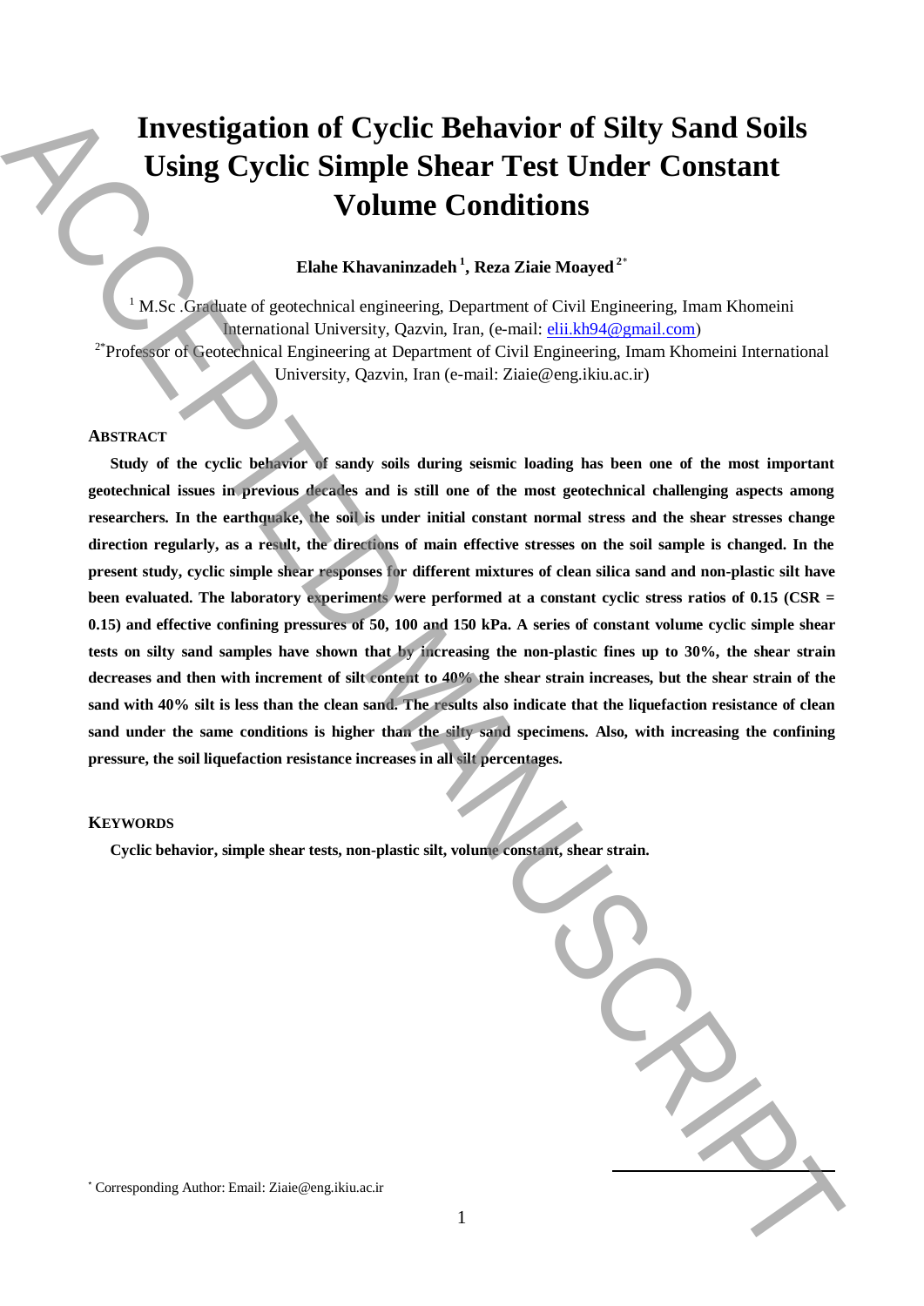# Investigation of Cyclic Behavior of Silty Sand Soils Using Cyclic Simple Shear Test Under Constant Volume Conditions

**Elahe Khavaninzadeh [1], Reza Ziaie Moayed [2*]**

[1] M.Sc .Graduate of geotechnical engineering, Department of Civil Engineering, Imam Khomeini International University, Qazvin, Iran, (e-mail: elii.kh94@gmail.com)

[2*] Professor of Geotechnical Engineering at Department of Civil Engineering, Imam Khomeini International University, Qazvin, Iran (e-mail: Ziaie@eng.ikiu.ac.ir)

## ABSTRACT

**Study of the cyclic behavior of sandy soils during seismic loading has been one of the most important geotechnical issues in previous decades and is still one of the most geotechnical challenging aspects among researchers. In the earthquake, the soil is under initial constant normal stress and the shear stresses change direction regularly, as a result, the directions of main effective stresses on the soil sample is changed. In the present study, cyclic simple shear responses for different mixtures of clean silica sand and non-plastic silt have been evaluated. The laboratory experiments were performed at a constant cyclic stress ratios of 0.15 (CSR = 0.15) and effective confining pressures of 50, 100 and 150 kPa. A series of constant volume cyclic simple shear tests on silty sand samples have shown that by increasing the non-plastic fines up to 30%, the shear strain decreases and then with increment of silt content to 40% the shear strain increases, but the shear strain of the sand with 40% silt is less than the clean sand. The results also indicate that the liquefaction resistance of clean sand under the same conditions is higher than the silty sand specimens. Also, with increasing the confining pressure, the soil liquefaction resistance increases in all silt percentages.**

## KEYWORDS

**Cyclic behavior, simple shear tests, non-plastic silt, volume constant, shear strain.**

* Corresponding Author: Email: Ziaie@eng.ikiu.ac.ir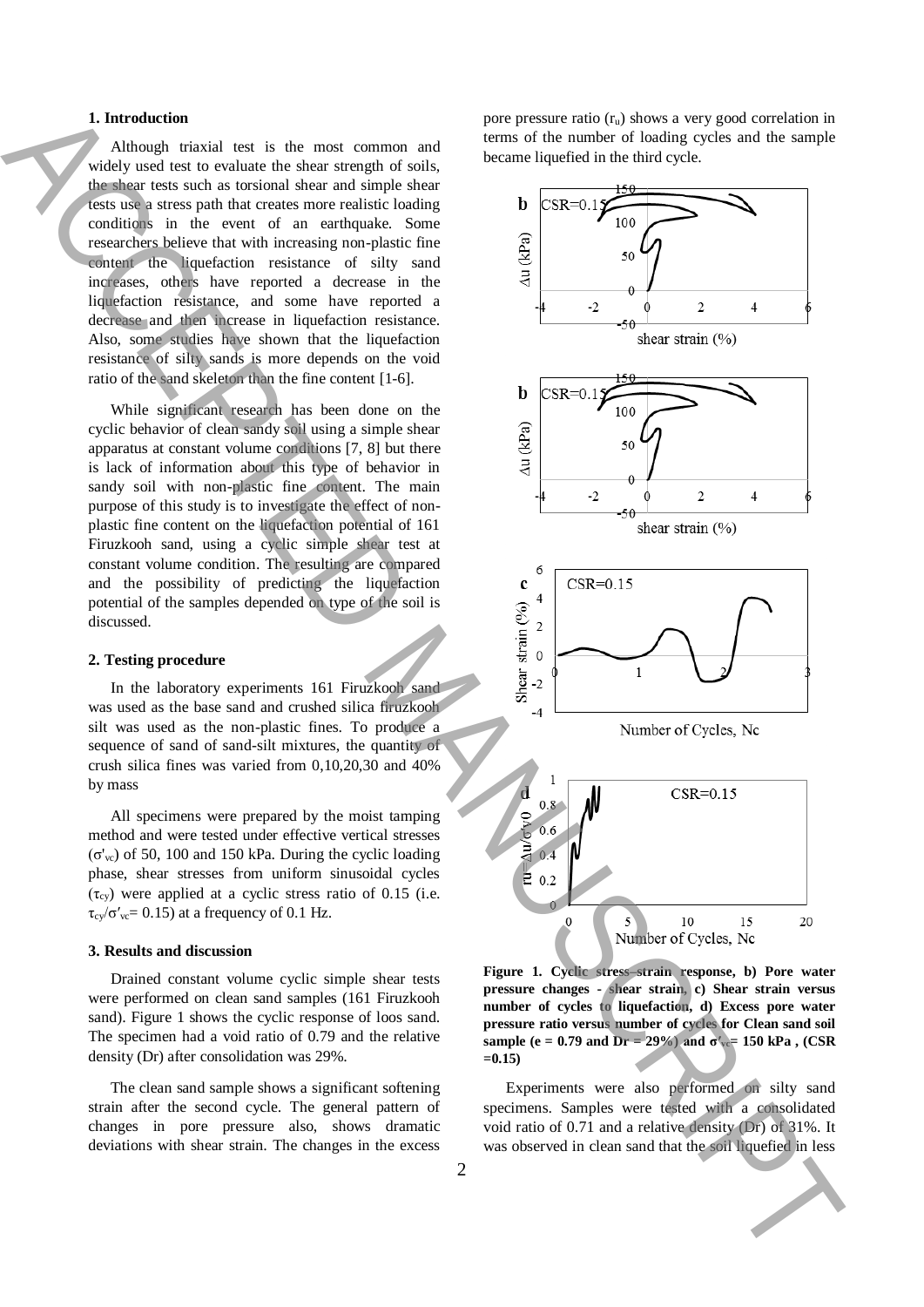## 1. Introduction

Although triaxial test is the most common and widely used test to evaluate the shear strength of soils, the shear tests such as torsional shear and simple shear tests use a stress path that creates more realistic loading conditions in the event of an earthquake. Some researchers believe that with increasing non-plastic fine content the liquefaction resistance of silty sand increases, others have reported a decrease in the liquefaction resistance, and some have reported a decrease and then increase in liquefaction resistance. Also, some studies have shown that the liquefaction resistance of silty sands is more depends on the void ratio of the sand skeleton than the fine content [1-6].

While significant research has been done on the cyclic behavior of clean sandy soil using a simple shear apparatus at constant volume conditions [7, 8] but there is lack of information about this type of behavior in sandy soil with non-plastic fine content. The main purpose of this study is to investigate the effect of non-plastic fine content on the liquefaction potential of 161 Firuzkooh sand, using a cyclic simple shear test at constant volume condition. The resulting are compared and the possibility of predicting the liquefaction potential of the samples depended on type of the soil is discussed.

## 2. Testing procedure

In the laboratory experiments 161 Firuzkooh sand was used as the base sand and crushed silica firuzkooh silt was used as the non-plastic fines. To produce a sequence of sand of sand-silt mixtures, the quantity of crush silica fines was varied from 0,10,20,30 and 40% by mass

All specimens were prepared by the moist tamping method and were tested under effective vertical stresses ($\sigma'_{vc}$) of 50, 100 and 150 kPa. During the cyclic loading phase, shear stresses from uniform sinusoidal cycles ($\tau_{cy}$) were applied at a cyclic stress ratio of 0.15 (i.e. $\tau_{cy}/\sigma'_{vc}= 0.15$) at a frequency of 0.1 Hz.

## 3. Results and discussion

Drained constant volume cyclic simple shear tests were performed on clean sand samples (161 Firuzkooh sand). Figure 1 shows the cyclic response of loos sand. The specimen had a void ratio of 0.79 and the relative density (Dr) after consolidation was 29%.

The clean sand sample shows a significant softening strain after the second cycle. The general pattern of changes in pore pressure also, shows dramatic deviations with shear strain. The changes in the excess pore pressure ratio ($r_u$) shows a very good correlation in terms of the number of loading cycles and the sample became liquefied in the third cycle.

**Figure 1. Cyclic stress-strain response, b) Pore water pressure changes - shear strain, c) Shear strain versus number of cycles to liquefaction, d) Excess pore water pressure ratio versus number of cycles for Clean sand soil sample (e = 0.79 and Dr = 29%) and $\sigma'_{vc}$= 150 kPa , (CSR =0.15)**

Experiments were also performed on silty sand specimens. Samples were tested with a consolidated void ratio of 0.71 and a relative density (Dr) of 31%. It was observed in clean sand that the soil liquefied in less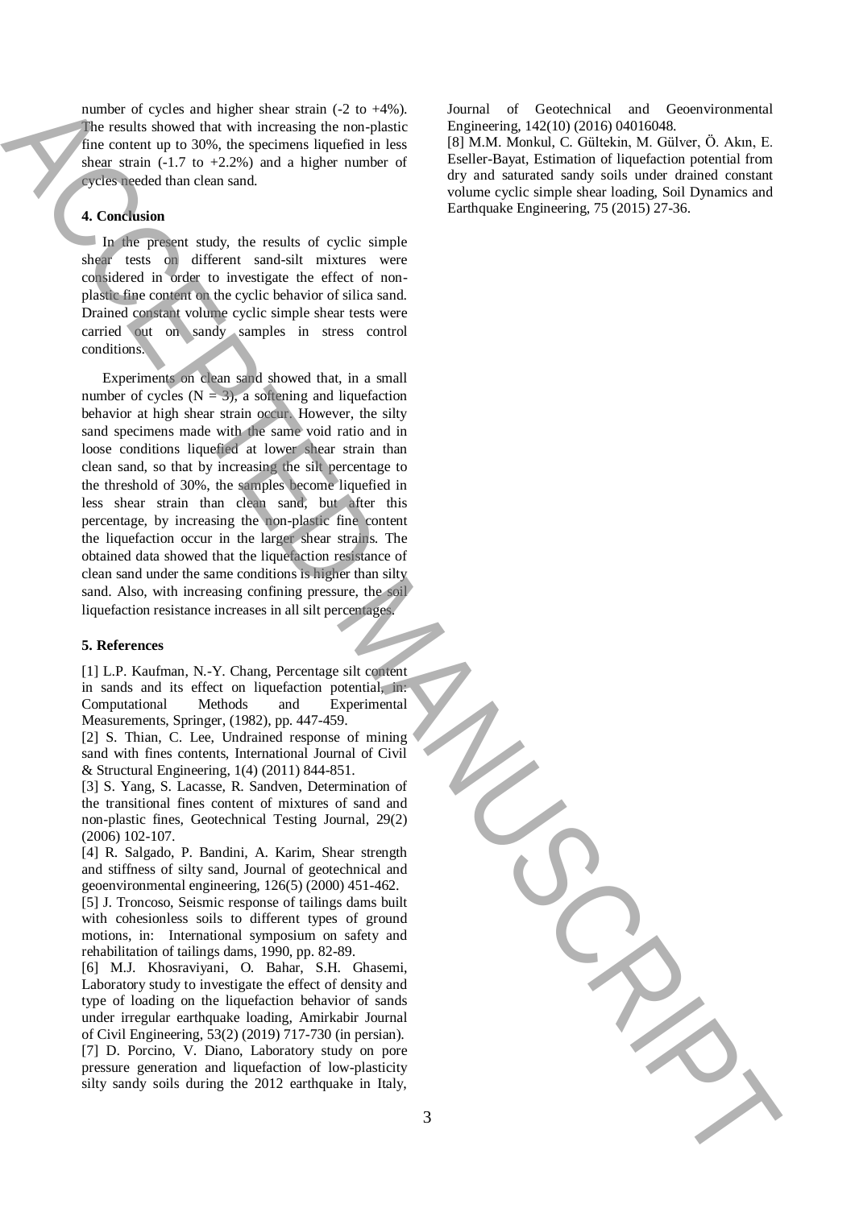number of cycles and higher shear strain (-2 to +4%). The results showed that with increasing the non-plastic fine content up to 30%, the specimens liquefied in less shear strain (-1.7 to +2.2%) and a higher number of cycles needed than clean sand.

## 4. Conclusion

In the present study, the results of cyclic simple shear tests on different sand-silt mixtures were considered in order to investigate the effect of non-plastic fine content on the cyclic behavior of silica sand. Drained constant volume cyclic simple shear tests were carried out on sandy samples in stress control conditions.

Experiments on clean sand showed that, in a small number of cycles (N = 3), a softening and liquefaction behavior at high shear strain occur. However, the silty sand specimens made with the same void ratio and in loose conditions liquefied at lower shear strain than clean sand, so that by increasing the silt percentage to the threshold of 30%, the samples become liquefied in less shear strain than clean sand, but after this percentage, by increasing the non-plastic fine content the liquefaction occur in the larger shear strains. The obtained data showed that the liquefaction resistance of clean sand under the same conditions is higher than silty sand. Also, with increasing confining pressure, the soil liquefaction resistance increases in all silt percentages.

## 5. References

[1] L.P. Kaufman, N.-Y. Chang, Percentage silt content in sands and its effect on liquefaction potential, in: Computational Methods and Experimental Measurements, Springer, (1982), pp. 447-459.

[2] S. Thian, C. Lee, Undrained response of mining sand with fines contents, International Journal of Civil & Structural Engineering, 1(4) (2011) 844-851.

[3] S. Yang, S. Lacasse, R. Sandven, Determination of the transitional fines content of mixtures of sand and non-plastic fines, Geotechnical Testing Journal, 29(2) (2006) 102-107.

[4] R. Salgado, P. Bandini, A. Karim, Shear strength and stiffness of silty sand, Journal of geotechnical and geoenvironmental engineering, 126(5) (2000) 451-462.

[5] J. Troncoso, Seismic response of tailings dams built with cohesionless soils to different types of ground motions, in: International symposium on safety and rehabilitation of tailings dams, 1990, pp. 82-89.

[6] M.J. Khosraviyani, O. Bahar, S.H. Ghasemi, Laboratory study to investigate the effect of density and type of loading on the liquefaction behavior of sands under irregular earthquake loading, Amirkabir Journal of Civil Engineering, 53(2) (2019) 717-730 (in persian).

[7] D. Porcino, V. Diano, Laboratory study on pore pressure generation and liquefaction of low-plasticity silty sandy soils during the 2012 earthquake in Italy, Journal of Geotechnical and Geoenvironmental Engineering, 142(10) (2016) 04016048.

[8] M.M. Monkul, C. Gültekin, M. Gülver, Ö. Akın, E. Eseller-Bayat, Estimation of liquefaction potential from dry and saturated sandy soils under drained constant volume cyclic simple shear loading, Soil Dynamics and Earthquake Engineering, 75 (2015) 27-36.